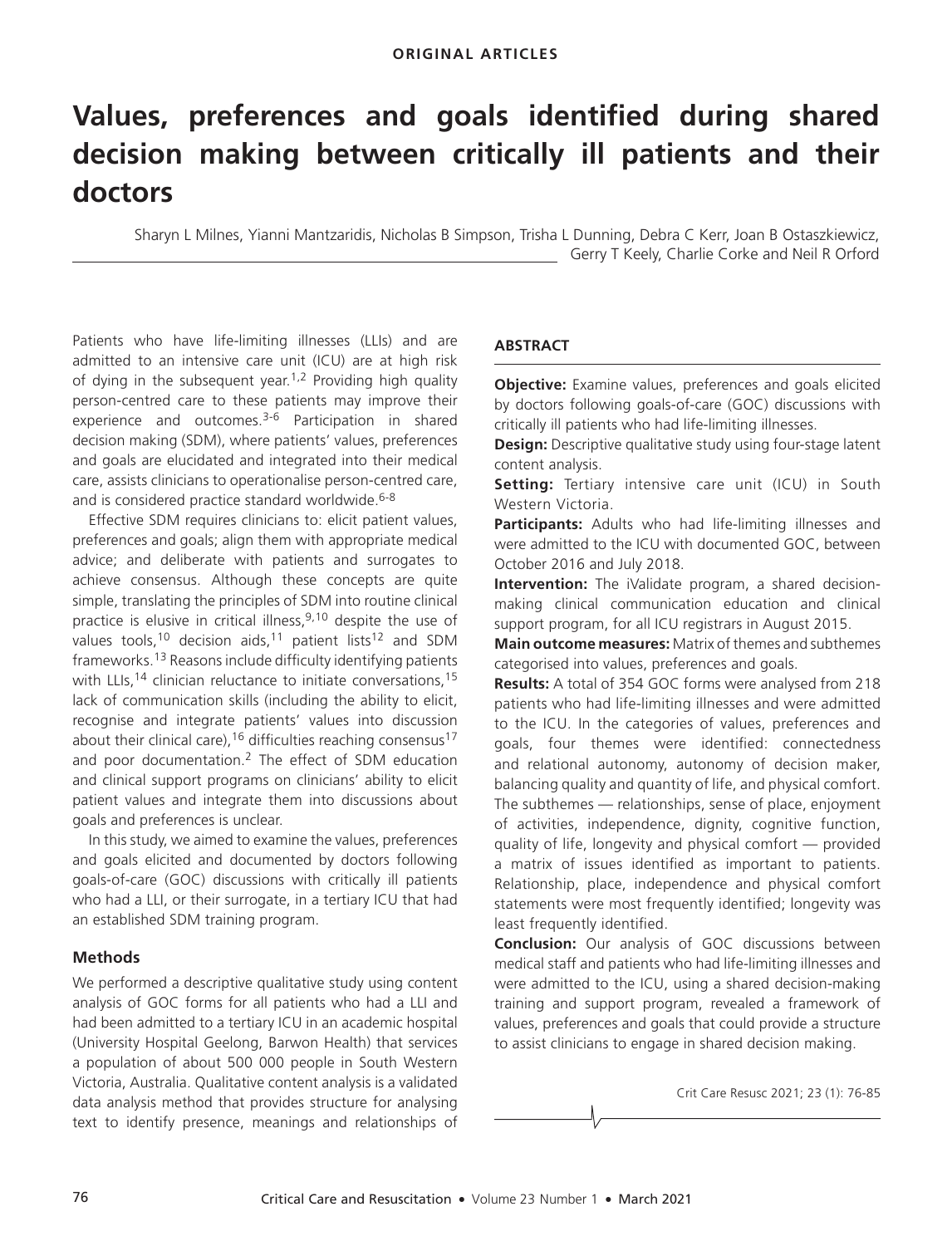**ORIGINAL ARTICLES**

# Values, preferences and goals identified during shared decision making between critically ill patients and their doctors

Sharyn L Milnes, Yianni Mantzaridis, Nicholas B Simpson, Trisha L Dunning, Debra C Kerr, Joan B Ostaszkiewicz, Gerry T Keely, Charlie Corke and Neil R Orford

## ABSTRACT

**Objective:** Examine values, preferences and goals elicited by doctors following goals-of-care (GOC) discussions with critically ill patients who had life-limiting illnesses.

**Design:** Descriptive qualitative study using four-stage latent content analysis.

**Setting:** Tertiary intensive care unit (ICU) in South Western Victoria.

**Participants:** Adults who had life-limiting illnesses and were admitted to the ICU with documented GOC, between October 2016 and July 2018.

**Intervention:** The iValidate program, a shared decision-making clinical communication education and clinical support program, for all ICU registrars in August 2015.

**Main outcome measures:** Matrix of themes and subthemes categorised into values, preferences and goals.

**Results:** A total of 354 GOC forms were analysed from 218 patients who had life-limiting illnesses and were admitted to the ICU. In the categories of values, preferences and goals, four themes were identified: connectedness and relational autonomy, autonomy of decision maker, balancing quality and quantity of life, and physical comfort. The subthemes — relationships, sense of place, enjoyment of activities, independence, dignity, cognitive function, quality of life, longevity and physical comfort — provided a matrix of issues identified as important to patients. Relationship, place, independence and physical comfort statements were most frequently identified; longevity was least frequently identified.

**Conclusion:** Our analysis of GOC discussions between medical staff and patients who had life-limiting illnesses and were admitted to the ICU, using a shared decision-making training and support program, revealed a framework of values, preferences and goals that could provide a structure to assist clinicians to engage in shared decision making.

Crit Care Resusc 2021; 23 (1): 76-85

Patients who have life-limiting illnesses (LLIs) and are admitted to an intensive care unit (ICU) are at high risk of dying in the subsequent year.[1,2] Providing high quality person-centred care to these patients may improve their experience and outcomes.[3-6] Participation in shared decision making (SDM), where patients' values, preferences and goals are elucidated and integrated into their medical care, assists clinicians to operationalise person-centred care, and is considered practice standard worldwide.[6-8]

Effective SDM requires clinicians to: elicit patient values, preferences and goals; align them with appropriate medical advice; and deliberate with patients and surrogates to achieve consensus. Although these concepts are quite simple, translating the principles of SDM into routine clinical practice is elusive in critical illness,[9,10] despite the use of values tools,[10] decision aids,[11] patient lists[12] and SDM frameworks.[13] Reasons include difficulty identifying patients with LLIs,[14] clinician reluctance to initiate conversations,[15] lack of communication skills (including the ability to elicit, recognise and integrate patients' values into discussion about their clinical care),[16] difficulties reaching consensus[17] and poor documentation.[2] The effect of SDM education and clinical support programs on clinicians' ability to elicit patient values and integrate them into discussions about goals and preferences is unclear.

In this study, we aimed to examine the values, preferences and goals elicited and documented by doctors following goals-of-care (GOC) discussions with critically ill patients who had a LLI, or their surrogate, in a tertiary ICU that had an established SDM training program.

## Methods

We performed a descriptive qualitative study using content analysis of GOC forms for all patients who had a LLI and had been admitted to a tertiary ICU in an academic hospital (University Hospital Geelong, Barwon Health) that services a population of about 500 000 people in South Western Victoria, Australia. Qualitative content analysis is a validated data analysis method that provides structure for analysing text to identify presence, meanings and relationships of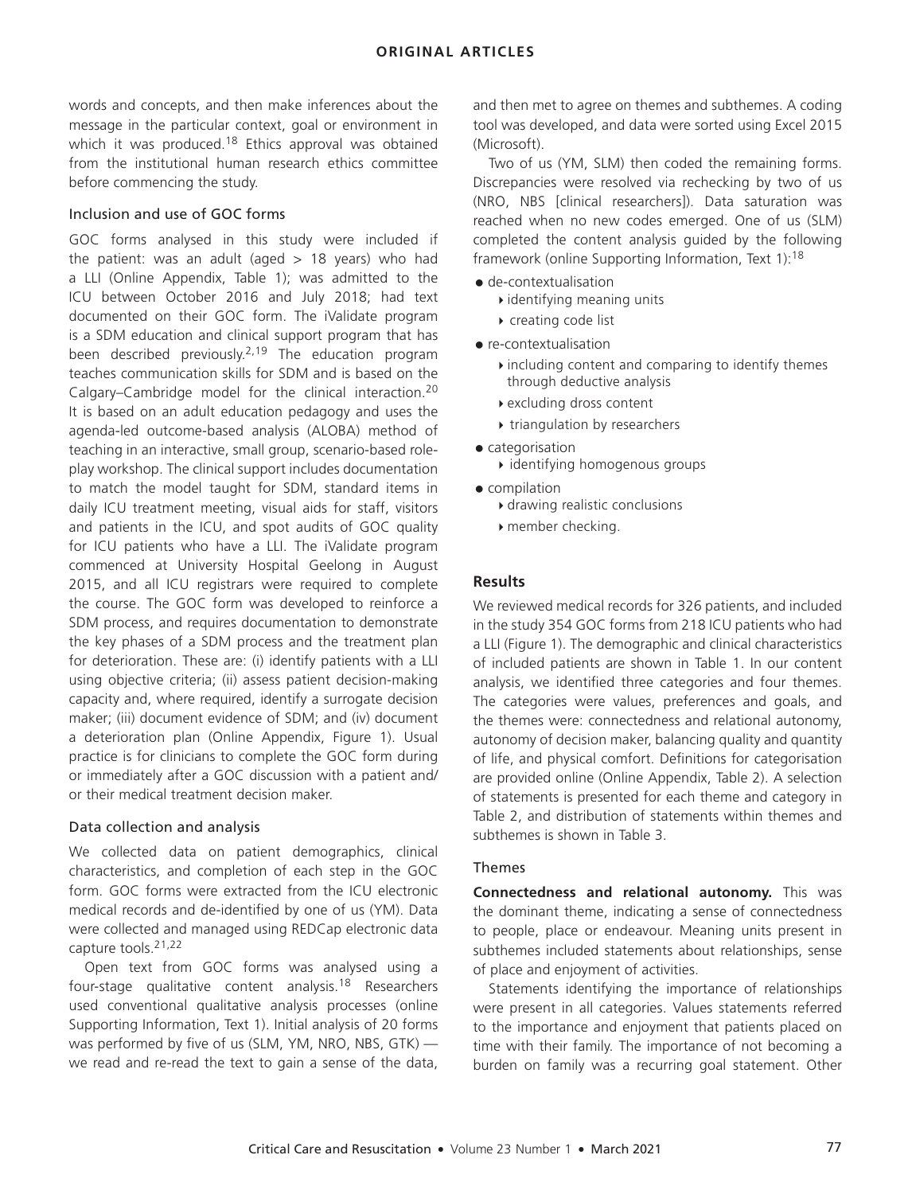words and concepts, and then make inferences about the message in the particular context, goal or environment in which it was produced.[18] Ethics approval was obtained from the institutional human research ethics committee before commencing the study.

### Inclusion and use of GOC forms

GOC forms analysed in this study were included if the patient: was an adult (aged > 18 years) who had a LLI (Online Appendix, Table 1); was admitted to the ICU between October 2016 and July 2018; had text documented on their GOC form. The iValidate program is a SDM education and clinical support program that has been described previously.[2,19] The education program teaches communication skills for SDM and is based on the Calgary–Cambridge model for the clinical interaction.[20] It is based on an adult education pedagogy and uses the agenda-led outcome-based analysis (ALOBA) method of teaching in an interactive, small group, scenario-based role-play workshop. The clinical support includes documentation to match the model taught for SDM, standard items in daily ICU treatment meeting, visual aids for staff, visitors and patients in the ICU, and spot audits of GOC quality for ICU patients who have a LLI. The iValidate program commenced at University Hospital Geelong in August 2015, and all ICU registrars were required to complete the course. The GOC form was developed to reinforce a SDM process, and requires documentation to demonstrate the key phases of a SDM process and the treatment plan for deterioration. These are: (i) identify patients with a LLI using objective criteria; (ii) assess patient decision-making capacity and, where required, identify a surrogate decision maker; (iii) document evidence of SDM; and (iv) document a deterioration plan (Online Appendix, Figure 1). Usual practice is for clinicians to complete the GOC form during or immediately after a GOC discussion with a patient and/or their medical treatment decision maker.

### Data collection and analysis

We collected data on patient demographics, clinical characteristics, and completion of each step in the GOC form. GOC forms were extracted from the ICU electronic medical records and de-identified by one of us (YM). Data were collected and managed using REDCap electronic data capture tools.[21,22]

Open text from GOC forms was analysed using a four-stage qualitative content analysis.[18] Researchers used conventional qualitative analysis processes (online Supporting Information, Text 1). Initial analysis of 20 forms was performed by five of us (SLM, YM, NRO, NBS, GTK) — we read and re-read the text to gain a sense of the data, and then met to agree on themes and subthemes. A coding tool was developed, and data were sorted using Excel 2015 (Microsoft).

Two of us (YM, SLM) then coded the remaining forms. Discrepancies were resolved via rechecking by two of us (NRO, NBS [clinical researchers]). Data saturation was reached when no new codes emerged. One of us (SLM) completed the content analysis guided by the following framework (online Supporting Information, Text 1):[18]

- de-contextualisation
  - identifying meaning units
  - creating code list
- re-contextualisation
  - including content and comparing to identify themes through deductive analysis
  - excluding dross content
  - triangulation by researchers
- categorisation
  - identifying homogenous groups
- compilation
  - drawing realistic conclusions
  - member checking.

## Results

We reviewed medical records for 326 patients, and included in the study 354 GOC forms from 218 ICU patients who had a LLI (Figure 1). The demographic and clinical characteristics of included patients are shown in Table 1. In our content analysis, we identified three categories and four themes. The categories were values, preferences and goals, and the themes were: connectedness and relational autonomy, autonomy of decision maker, balancing quality and quantity of life, and physical comfort. Definitions for categorisation are provided online (Online Appendix, Table 2). A selection of statements is presented for each theme and category in Table 2, and distribution of statements within themes and subthemes is shown in Table 3.

### Themes

**Connectedness and relational autonomy.** This was the dominant theme, indicating a sense of connectedness to people, place or endeavour. Meaning units present in subthemes included statements about relationships, sense of place and enjoyment of activities.

Statements identifying the importance of relationships were present in all categories. Values statements referred to the importance and enjoyment that patients placed on time with their family. The importance of not becoming a burden on family was a recurring goal statement. Other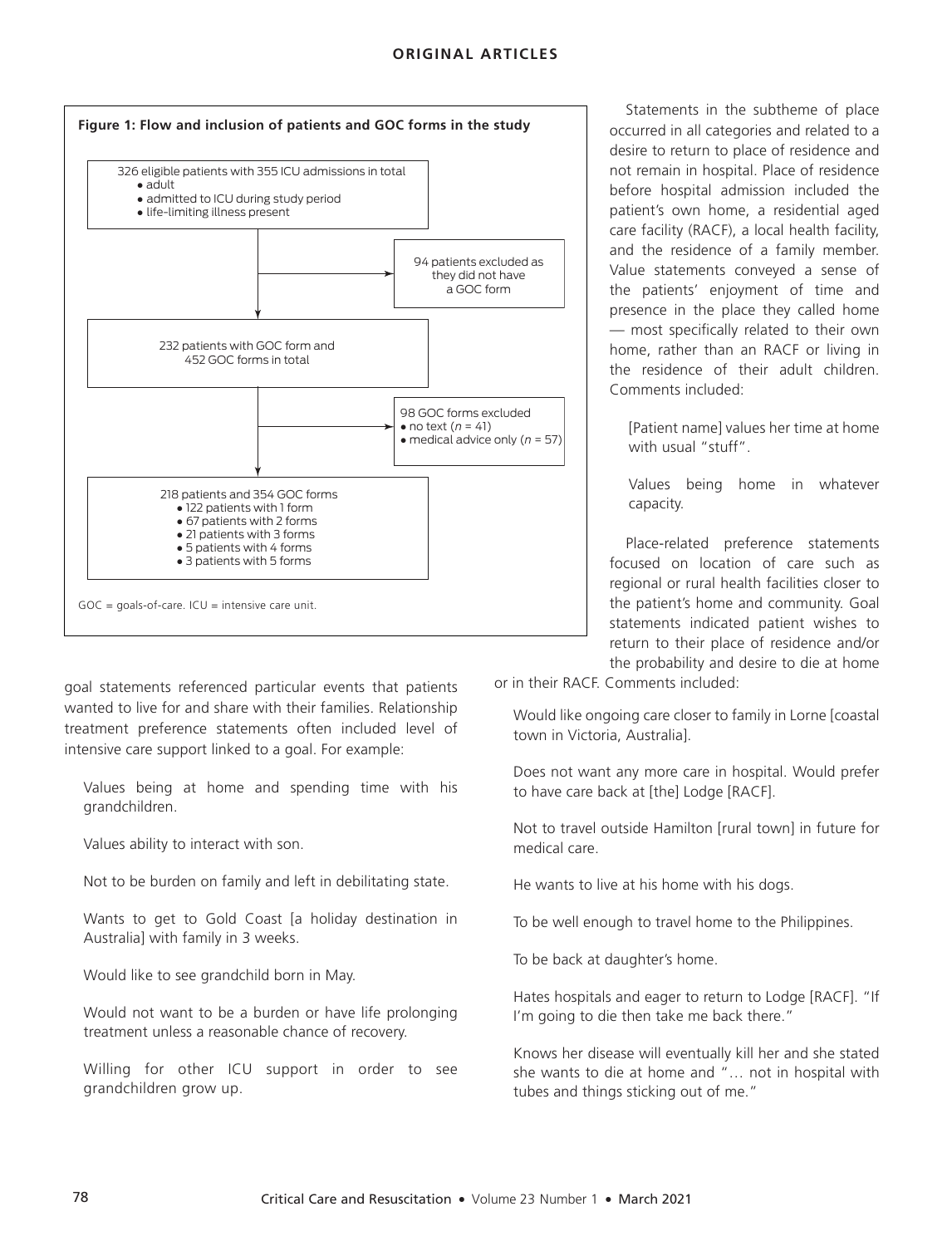**Figure 1: Flow and inclusion of patients and GOC forms in the study**

326 eligible patients with 355 ICU admissions in total
- adult
- admitted to ICU during study period
- life-limiting illness present

→ 94 patients excluded as they did not have a GOC form

232 patients with GOC form and 452 GOC forms in total

→ 98 GOC forms excluded
- no text ($n$ = 41)
- medical advice only ($n$ = 57)

218 patients and 354 GOC forms
- 122 patients with 1 form
- 67 patients with 2 forms
- 21 patients with 3 forms
- 5 patients with 4 forms
- 3 patients with 5 forms

GOC = goals-of-care. ICU = intensive care unit.

goal statements referenced particular events that patients wanted to live for and share with their families. Relationship treatment preference statements often included level of intensive care support linked to a goal. For example:

> Values being at home and spending time with his grandchildren.
>
> Values ability to interact with son.
>
> Not to be burden on family and left in debilitating state.
>
> Wants to get to Gold Coast [a holiday destination in Australia] with family in 3 weeks.
>
> Would like to see grandchild born in May.
>
> Would not want to be a burden or have life prolonging treatment unless a reasonable chance of recovery.
>
> Willing for other ICU support in order to see grandchildren grow up.

Statements in the subtheme of place occurred in all categories and related to a desire to return to place of residence and not remain in hospital. Place of residence before hospital admission included the patient's own home, a residential aged care facility (RACF), a local health facility, and the residence of a family member. Value statements conveyed a sense of the patients' enjoyment of time and presence in the place they called home — most specifically related to their own home, rather than an RACF or living in the residence of their adult children. Comments included:

> [Patient name] values her time at home with usual "stuff".
>
> Values being home in whatever capacity.

Place-related preference statements focused on location of care such as regional or rural health facilities closer to the patient's home and community. Goal statements indicated patient wishes to return to their place of residence and/or the probability and desire to die at home or in their RACF. Comments included:

> Would like ongoing care closer to family in Lorne [coastal town in Victoria, Australia].
>
> Does not want any more care in hospital. Would prefer to have care back at [the] Lodge [RACF].
>
> Not to travel outside Hamilton [rural town] in future for medical care.
>
> He wants to live at his home with his dogs.
>
> To be well enough to travel home to the Philippines.
>
> To be back at daughter's home.
>
> Hates hospitals and eager to return to Lodge [RACF]. "If I'm going to die then take me back there."
>
> Knows her disease will eventually kill her and she stated she wants to die at home and "… not in hospital with tubes and things sticking out of me."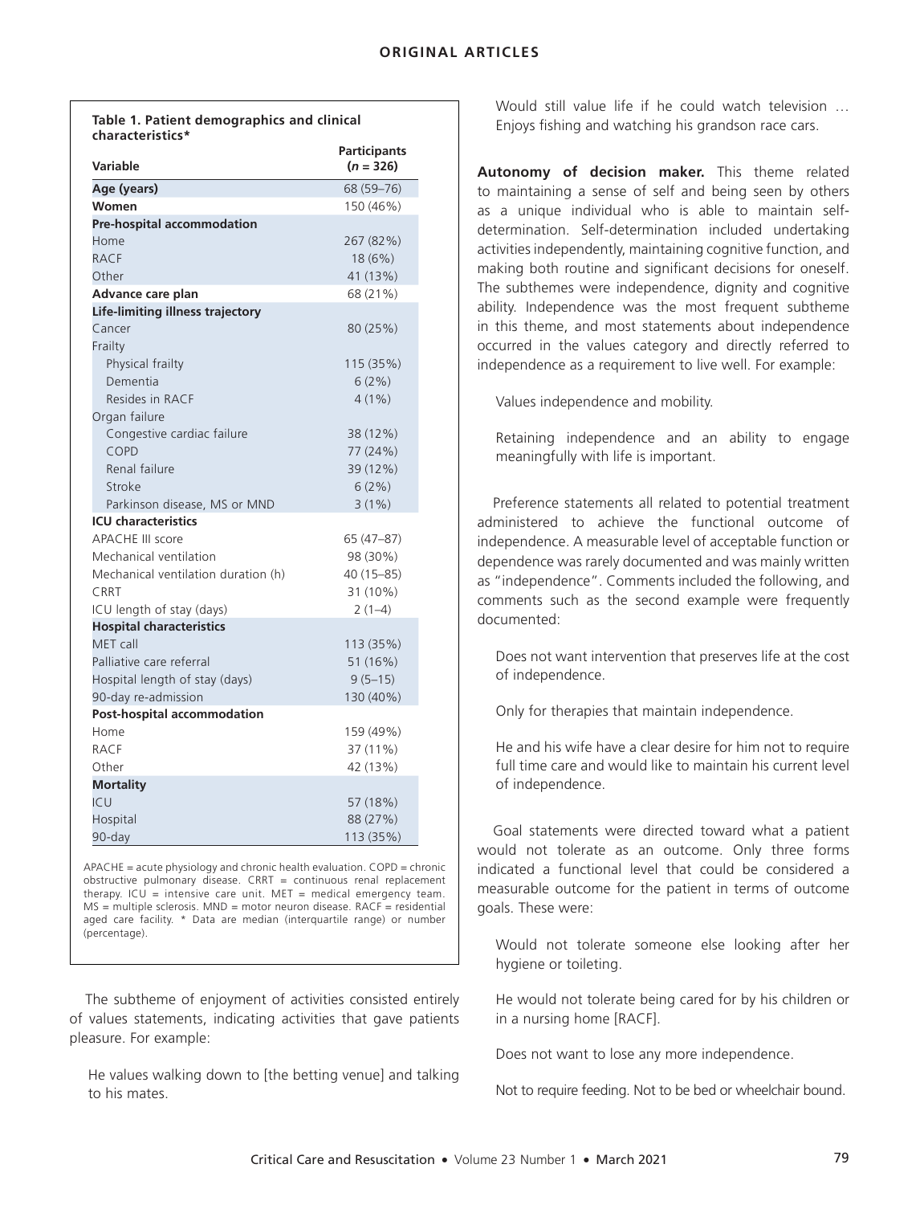**Table 1. Patient demographics and clinical characteristics***

| Variable | Participants ($n$ = 326) |
|---|---|
| **Age (years)** | 68 (59–76) |
| **Women** | 150 (46%) |
| **Pre-hospital accommodation** | |
| Home | 267 (82%) |
| RACF | 18 (6%) |
| Other | 41 (13%) |
| **Advance care plan** | 68 (21%) |
| **Life-limiting illness trajectory** | |
| Cancer | 80 (25%) |
| Frailty | |
| Physical frailty | 115 (35%) |
| Dementia | 6 (2%) |
| Resides in RACF | 4 (1%) |
| Organ failure | |
| Congestive cardiac failure | 38 (12%) |
| COPD | 77 (24%) |
| Renal failure | 39 (12%) |
| Stroke | 6 (2%) |
| Parkinson disease, MS or MND | 3 (1%) |
| **ICU characteristics** | |
| APACHE III score | 65 (47–87) |
| Mechanical ventilation | 98 (30%) |
| Mechanical ventilation duration (h) | 40 (15–85) |
| CRRT | 31 (10%) |
| ICU length of stay (days) | 2 (1–4) |
| **Hospital characteristics** | |
| MET call | 113 (35%) |
| Palliative care referral | 51 (16%) |
| Hospital length of stay (days) | 9 (5–15) |
| 90-day re-admission | 130 (40%) |
| **Post-hospital accommodation** | |
| Home | 159 (49%) |
| RACF | 37 (11%) |
| Other | 42 (13%) |
| **Mortality** | |
| ICU | 57 (18%) |
| Hospital | 88 (27%) |
| 90-day | 113 (35%) |

APACHE = acute physiology and chronic health evaluation. COPD = chronic obstructive pulmonary disease. CRRT = continuous renal replacement therapy. ICU = intensive care unit. MET = medical emergency team. MS = multiple sclerosis. MND = motor neuron disease. RACF = residential aged care facility. * Data are median (interquartile range) or number (percentage).

The subtheme of enjoyment of activities consisted entirely of values statements, indicating activities that gave patients pleasure. For example:

> He values walking down to [the betting venue] and talking to his mates.

> Would still value life if he could watch television … Enjoys fishing and watching his grandson race cars.

**Autonomy of decision maker.** This theme related to maintaining a sense of self and being seen by others as a unique individual who is able to maintain self-determination. Self-determination included undertaking activities independently, maintaining cognitive function, and making both routine and significant decisions for oneself. The subthemes were independence, dignity and cognitive ability. Independence was the most frequent subtheme in this theme, and most statements about independence occurred in the values category and directly referred to independence as a requirement to live well. For example:

> Values independence and mobility.

> Retaining independence and an ability to engage meaningfully with life is important.

Preference statements all related to potential treatment administered to achieve the functional outcome of independence. A measurable level of acceptable function or dependence was rarely documented and was mainly written as "independence". Comments included the following, and comments such as the second example were frequently documented:

> Does not want intervention that preserves life at the cost of independence.

> Only for therapies that maintain independence.

> He and his wife have a clear desire for him not to require full time care and would like to maintain his current level of independence.

Goal statements were directed toward what a patient would not tolerate as an outcome. Only three forms indicated a functional level that could be considered a measurable outcome for the patient in terms of outcome goals. These were:

> Would not tolerate someone else looking after her hygiene or toileting.

> He would not tolerate being cared for by his children or in a nursing home [RACF].

> Does not want to lose any more independence.

> Not to require feeding. Not to be bed or wheelchair bound.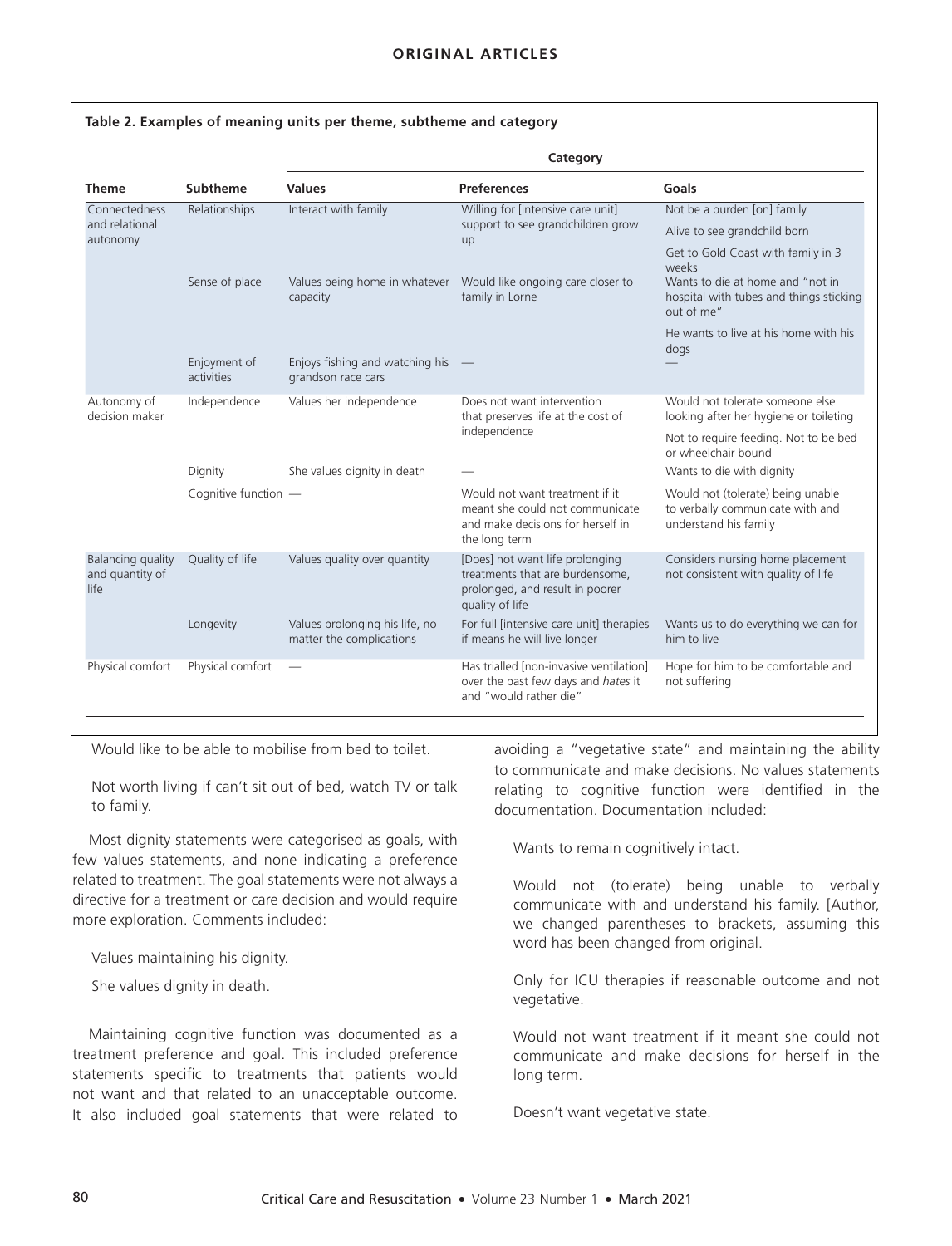**Table 2. Examples of meaning units per theme, subtheme and category**

| Theme | Subtheme | Category | | |
|---|---|---|---|---|
| | | **Values** | **Preferences** | **Goals** |
| Connectedness and relational autonomy | Relationships | Interact with family | Willing for [intensive care unit] support to see grandchildren grow up | Not be a burden [on] family |
| | | | | Alive to see grandchild born |
| | | | | Get to Gold Coast with family in 3 weeks |
| | Sense of place | Values being home in whatever capacity | Would like ongoing care closer to family in Lorne | Wants to die at home and "not in hospital with tubes and things sticking out of me" |
| | | | | He wants to live at his home with his dogs |
| | Enjoyment of activities | Enjoys fishing and watching his grandson race cars | — | — |
| Autonomy of decision maker | Independence | Values her independence | Does not want intervention that preserves life at the cost of independence | Would not tolerate someone else looking after her hygiene or toileting |
| | | | | Not to require feeding. Not to be bed or wheelchair bound |
| | Dignity | She values dignity in death | — | Wants to die with dignity |
| | Cognitive function | — | Would not want treatment if it meant she could not communicate and make decisions for herself in the long term | Would not (tolerate) being unable to verbally communicate with and understand his family |
| Balancing quality and quantity of life | Quality of life | Values quality over quantity | [Does] not want life prolonging treatments that are burdensome, prolonged, and result in poorer quality of life | Considers nursing home placement not consistent with quality of life |
| | Longevity | Values prolonging his life, no matter the complications | For full [intensive care unit] therapies if means he will live longer | Wants us to do everything we can for him to live |
| Physical comfort | Physical comfort | — | Has trialled [non-invasive ventilation] over the past few days and *hates* it and "would rather die" | Hope for him to be comfortable and not suffering |

> Would like to be able to mobilise from bed to toilet.
>
> Not worth living if can't sit out of bed, watch TV or talk to family.

Most dignity statements were categorised as goals, with few values statements, and none indicating a preference related to treatment. The goal statements were not always a directive for a treatment or care decision and would require more exploration. Comments included:

> Values maintaining his dignity.
>
> She values dignity in death.

Maintaining cognitive function was documented as a treatment preference and goal. This included preference statements specific to treatments that patients would not want and that related to an unacceptable outcome. It also included goal statements that were related to avoiding a "vegetative state" and maintaining the ability to communicate and make decisions. No values statements relating to cognitive function were identified in the documentation. Documentation included:

> Wants to remain cognitively intact.
>
> Would not (tolerate) being unable to verbally communicate with and understand his family. [Author, we changed parentheses to brackets, assuming this word has been changed from original.
>
> Only for ICU therapies if reasonable outcome and not vegetative.
>
> Would not want treatment if it meant she could not communicate and make decisions for herself in the long term.
>
> Doesn't want vegetative state.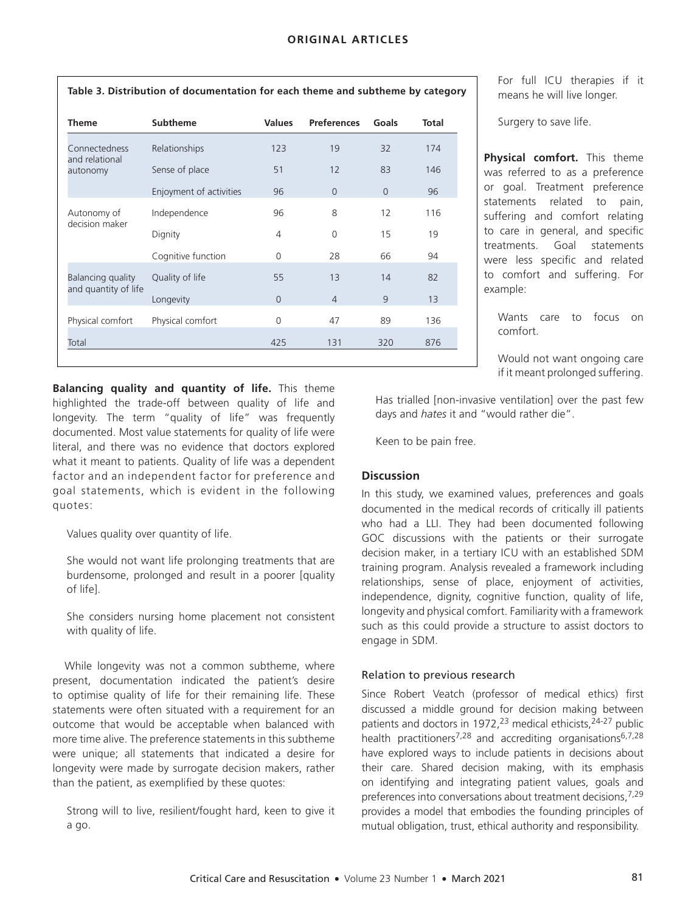**Table 3. Distribution of documentation for each theme and subtheme by category**

| Theme | Subtheme | Values | Preferences | Goals | Total |
|---|---|---|---|---|---|
| Connectedness and relational autonomy | Relationships | 123 | 19 | 32 | 174 |
| | Sense of place | 51 | 12 | 83 | 146 |
| | Enjoyment of activities | 96 | 0 | 0 | 96 |
| Autonomy of decision maker | Independence | 96 | 8 | 12 | 116 |
| | Dignity | 4 | 0 | 15 | 19 |
| | Cognitive function | 0 | 28 | 66 | 94 |
| Balancing quality and quantity of life | Quality of life | 55 | 13 | 14 | 82 |
| | Longevity | 0 | 4 | 9 | 13 |
| Physical comfort | Physical comfort | 0 | 47 | 89 | 136 |
| Total | | 425 | 131 | 320 | 876 |

**Balancing quality and quantity of life.** This theme highlighted the trade-off between quality of life and longevity. The term "quality of life" was frequently documented. Most value statements for quality of life were literal, and there was no evidence that doctors explored what it meant to patients. Quality of life was a dependent factor and an independent factor for preference and goal statements, which is evident in the following quotes:

> Values quality over quantity of life.
>
> She would not want life prolonging treatments that are burdensome, prolonged and result in a poorer [quality of life].
>
> She considers nursing home placement not consistent with quality of life.

While longevity was not a common subtheme, where present, documentation indicated the patient's desire to optimise quality of life for their remaining life. These statements were often situated with a requirement for an outcome that would be acceptable when balanced with more time alive. The preference statements in this subtheme were unique; all statements that indicated a desire for longevity were made by surrogate decision makers, rather than the patient, as exemplified by these quotes:

> Strong will to live, resilient/fought hard, keen to give it a go.
>
> For full ICU therapies if it means he will live longer.
>
> Surgery to save life.

**Physical comfort.** This theme was referred to as a preference or goal. Treatment preference statements related to pain, suffering and comfort relating to care in general, and specific treatments. Goal statements were less specific and related to comfort and suffering. For example:

> Wants care to focus on comfort.
>
> Would not want ongoing care if it meant prolonged suffering.
>
> Has trialled [non-invasive ventilation] over the past few days and *hates* it and "would rather die".
>
> Keen to be pain free.

## Discussion

In this study, we examined values, preferences and goals documented in the medical records of critically ill patients who had a LLI. They had been documented following GOC discussions with the patients or their surrogate decision maker, in a tertiary ICU with an established SDM training program. Analysis revealed a framework including relationships, sense of place, enjoyment of activities, independence, dignity, cognitive function, quality of life, longevity and physical comfort. Familiarity with a framework such as this could provide a structure to assist doctors to engage in SDM.

### Relation to previous research

Since Robert Veatch (professor of medical ethics) first discussed a middle ground for decision making between patients and doctors in 1972,[23] medical ethicists,[24-27] public health practitioners[7,28] and accrediting organisations[6,7,28] have explored ways to include patients in decisions about their care. Shared decision making, with its emphasis on identifying and integrating patient values, goals and preferences into conversations about treatment decisions,[7,29] provides a model that embodies the founding principles of mutual obligation, trust, ethical authority and responsibility.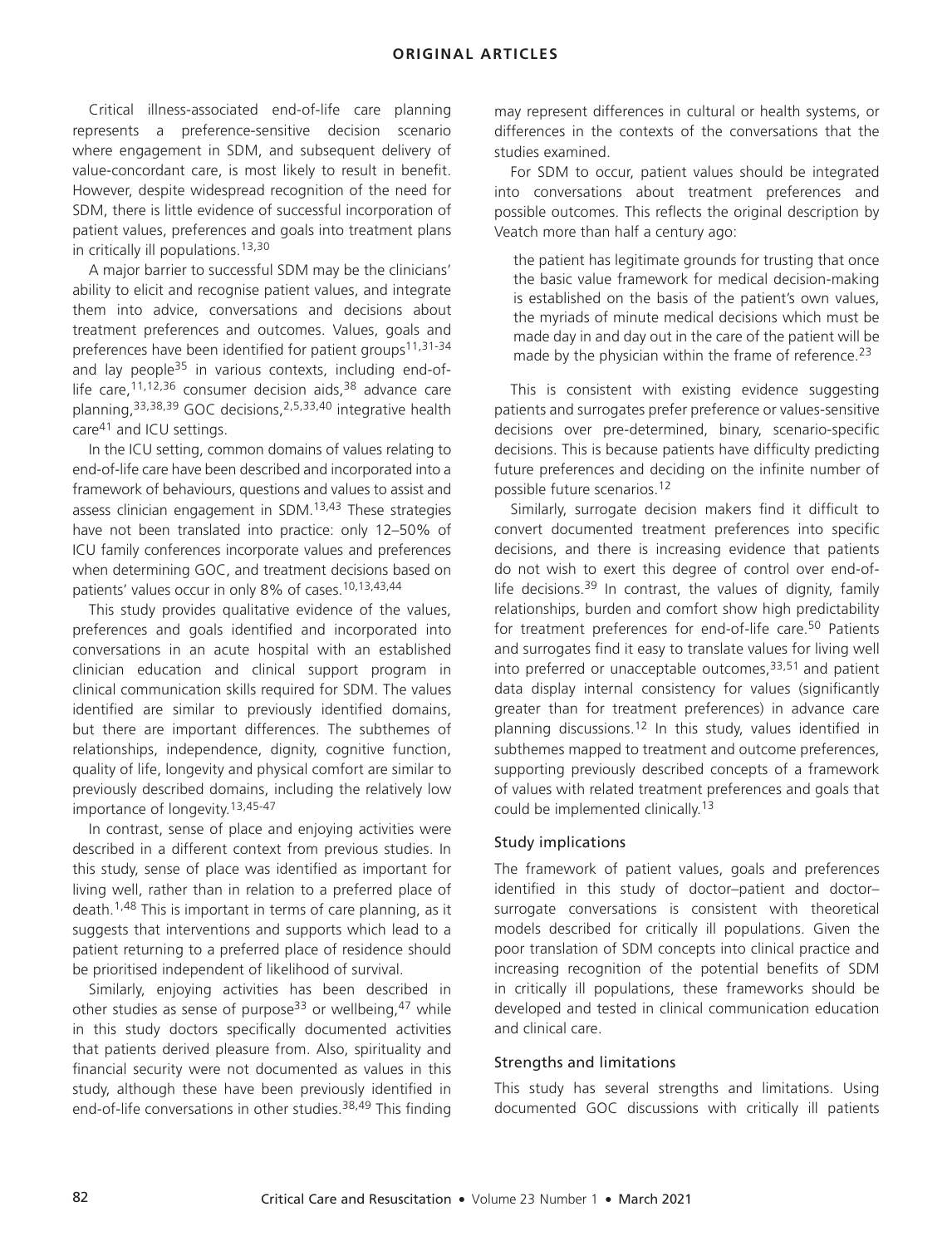Critical illness-associated end-of-life care planning represents a preference-sensitive decision scenario where engagement in SDM, and subsequent delivery of value-concordant care, is most likely to result in benefit. However, despite widespread recognition of the need for SDM, there is little evidence of successful incorporation of patient values, preferences and goals into treatment plans in critically ill populations.[13,30]

A major barrier to successful SDM may be the clinicians' ability to elicit and recognise patient values, and integrate them into advice, conversations and decisions about treatment preferences and outcomes. Values, goals and preferences have been identified for patient groups[11,31-34] and lay people[35] in various contexts, including end-of-life care,[11,12,36] consumer decision aids,[38] advance care planning,[33,38,39] GOC decisions,[2,5,33,40] integrative health care[41] and ICU settings.

In the ICU setting, common domains of values relating to end-of-life care have been described and incorporated into a framework of behaviours, questions and values to assist and assess clinician engagement in SDM.[13,43] These strategies have not been translated into practice: only 12–50% of ICU family conferences incorporate values and preferences when determining GOC, and treatment decisions based on patients' values occur in only 8% of cases.[10,13,43,44]

This study provides qualitative evidence of the values, preferences and goals identified and incorporated into conversations in an acute hospital with an established clinician education and clinical support program in clinical communication skills required for SDM. The values identified are similar to previously identified domains, but there are important differences. The subthemes of relationships, independence, dignity, cognitive function, quality of life, longevity and physical comfort are similar to previously described domains, including the relatively low importance of longevity.[13,45-47]

In contrast, sense of place and enjoying activities were described in a different context from previous studies. In this study, sense of place was identified as important for living well, rather than in relation to a preferred place of death.[1,48] This is important in terms of care planning, as it suggests that interventions and supports which lead to a patient returning to a preferred place of residence should be prioritised independent of likelihood of survival.

Similarly, enjoying activities has been described in other studies as sense of purpose[33] or wellbeing,[47] while in this study doctors specifically documented activities that patients derived pleasure from. Also, spirituality and financial security were not documented as values in this study, although these have been previously identified in end-of-life conversations in other studies.[38,49] This finding may represent differences in cultural or health systems, or differences in the contexts of the conversations that the studies examined.

For SDM to occur, patient values should be integrated into conversations about treatment preferences and possible outcomes. This reflects the original description by Veatch more than half a century ago:

> the patient has legitimate grounds for trusting that once the basic value framework for medical decision-making is established on the basis of the patient's own values, the myriads of minute medical decisions which must be made day in and day out in the care of the patient will be made by the physician within the frame of reference.[23]

This is consistent with existing evidence suggesting patients and surrogates prefer preference or values-sensitive decisions over pre-determined, binary, scenario-specific decisions. This is because patients have difficulty predicting future preferences and deciding on the infinite number of possible future scenarios.[12]

Similarly, surrogate decision makers find it difficult to convert documented treatment preferences into specific decisions, and there is increasing evidence that patients do not wish to exert this degree of control over end-of-life decisions.[39] In contrast, the values of dignity, family relationships, burden and comfort show high predictability for treatment preferences for end-of-life care.[50] Patients and surrogates find it easy to translate values for living well into preferred or unacceptable outcomes,[33,51] and patient data display internal consistency for values (significantly greater than for treatment preferences) in advance care planning discussions.[12] In this study, values identified in subthemes mapped to treatment and outcome preferences, supporting previously described concepts of a framework of values with related treatment preferences and goals that could be implemented clinically.[13]

### Study implications

The framework of patient values, goals and preferences identified in this study of doctor–patient and doctor–surrogate conversations is consistent with theoretical models described for critically ill populations. Given the poor translation of SDM concepts into clinical practice and increasing recognition of the potential benefits of SDM in critically ill populations, these frameworks should be developed and tested in clinical communication education and clinical care.

### Strengths and limitations

This study has several strengths and limitations. Using documented GOC discussions with critically ill patients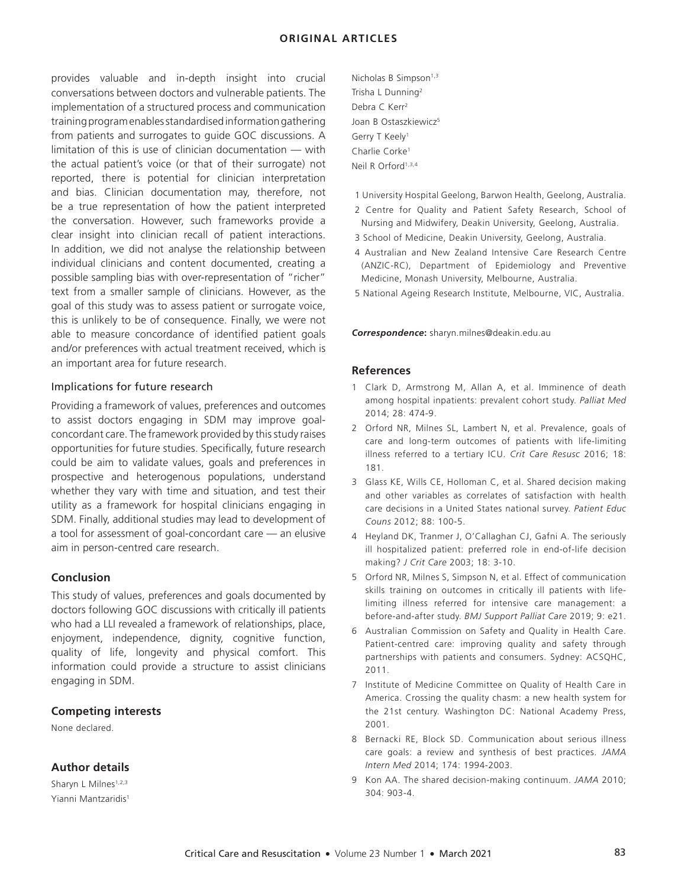provides valuable and in-depth insight into crucial conversations between doctors and vulnerable patients. The implementation of a structured process and communication training program enables standardised information gathering from patients and surrogates to guide GOC discussions. A limitation of this is use of clinician documentation — with the actual patient's voice (or that of their surrogate) not reported, there is potential for clinician interpretation and bias. Clinician documentation may, therefore, not be a true representation of how the patient interpreted the conversation. However, such frameworks provide a clear insight into clinician recall of patient interactions. In addition, we did not analyse the relationship between individual clinicians and content documented, creating a possible sampling bias with over-representation of "richer" text from a smaller sample of clinicians. However, as the goal of this study was to assess patient or surrogate voice, this is unlikely to be of consequence. Finally, we were not able to measure concordance of identified patient goals and/or preferences with actual treatment received, which is an important area for future research.

### Implications for future research

Providing a framework of values, preferences and outcomes to assist doctors engaging in SDM may improve goal-concordant care. The framework provided by this study raises opportunities for future studies. Specifically, future research could be aim to validate values, goals and preferences in prospective and heterogenous populations, understand whether they vary with time and situation, and test their utility as a framework for hospital clinicians engaging in SDM. Finally, additional studies may lead to development of a tool for assessment of goal-concordant care — an elusive aim in person-centred care research.

## Conclusion

This study of values, preferences and goals documented by doctors following GOC discussions with critically ill patients who had a LLI revealed a framework of relationships, place, enjoyment, independence, dignity, cognitive function, quality of life, longevity and physical comfort. This information could provide a structure to assist clinicians engaging in SDM.

## Competing interests

None declared.

## Author details

Sharyn L Milnes[1,2,3]
Yianni Mantzaridis[1]
Nicholas B Simpson[1,3]
Trisha L Dunning[2]
Debra C Kerr[2]
Joan B Ostaszkiewicz[5]
Gerry T Keely[1]
Charlie Corke[1]
Neil R Orford[1,3,4]

1 University Hospital Geelong, Barwon Health, Geelong, Australia.
2 Centre for Quality and Patient Safety Research, School of Nursing and Midwifery, Deakin University, Geelong, Australia.
3 School of Medicine, Deakin University, Geelong, Australia.
4 Australian and New Zealand Intensive Care Research Centre (ANZIC-RC), Department of Epidemiology and Preventive Medicine, Monash University, Melbourne, Australia.
5 National Ageing Research Institute, Melbourne, VIC, Australia.

***Correspondence*:** sharyn.milnes@deakin.edu.au

## References

1. Clark D, Armstrong M, Allan A, et al. Imminence of death among hospital inpatients: prevalent cohort study. *Palliat Med* 2014; 28: 474-9.
2. Orford NR, Milnes SL, Lambert N, et al. Prevalence, goals of care and long-term outcomes of patients with life-limiting illness referred to a tertiary ICU. *Crit Care Resusc* 2016; 18: 181.
3. Glass KE, Wills CE, Holloman C, et al. Shared decision making and other variables as correlates of satisfaction with health care decisions in a United States national survey. *Patient Educ Couns* 2012; 88: 100-5.
4. Heyland DK, Tranmer J, O'Callaghan CJ, Gafni A. The seriously ill hospitalized patient: preferred role in end-of-life decision making? *J Crit Care* 2003; 18: 3-10.
5. Orford NR, Milnes S, Simpson N, et al. Effect of communication skills training on outcomes in critically ill patients with life-limiting illness referred for intensive care management: a before-and-after study. *BMJ Support Palliat Care* 2019; 9: e21.
6. Australian Commission on Safety and Quality in Health Care. Patient-centred care: improving quality and safety through partnerships with patients and consumers. Sydney: ACSQHC, 2011.
7. Institute of Medicine Committee on Quality of Health Care in America. Crossing the quality chasm: a new health system for the 21st century. Washington DC: National Academy Press, 2001.
8. Bernacki RE, Block SD. Communication about serious illness care goals: a review and synthesis of best practices. *JAMA Intern Med* 2014; 174: 1994-2003.
9. Kon AA. The shared decision-making continuum. *JAMA* 2010; 304: 903-4.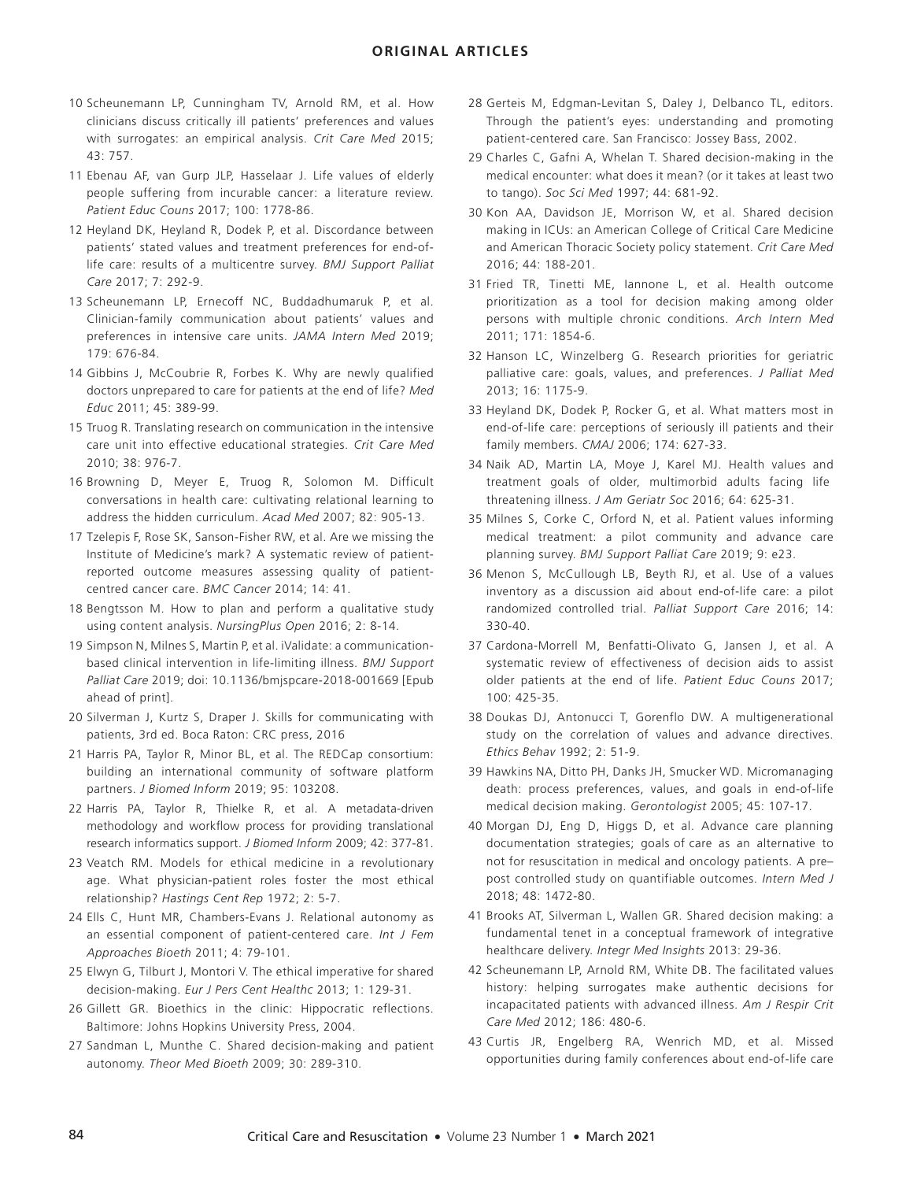10 Scheunemann LP, Cunningham TV, Arnold RM, et al. How clinicians discuss critically ill patients' preferences and values with surrogates: an empirical analysis. *Crit Care Med* 2015; 43: 757.

11 Ebenau AF, van Gurp JLP, Hasselaar J. Life values of elderly people suffering from incurable cancer: a literature review. *Patient Educ Couns* 2017; 100: 1778-86.

12 Heyland DK, Heyland R, Dodek P, et al. Discordance between patients' stated values and treatment preferences for end-of-life care: results of a multicentre survey. *BMJ Support Palliat Care* 2017; 7: 292-9.

13 Scheunemann LP, Ernecoff NC, Buddadhumaruk P, et al. Clinician-family communication about patients' values and preferences in intensive care units. *JAMA Intern Med* 2019; 179: 676-84.

14 Gibbins J, McCoubrie R, Forbes K. Why are newly qualified doctors unprepared to care for patients at the end of life? *Med Educ* 2011; 45: 389-99.

15 Truog R. Translating research on communication in the intensive care unit into effective educational strategies. *Crit Care Med* 2010; 38: 976-7.

16 Browning D, Meyer E, Truog R, Solomon M. Difficult conversations in health care: cultivating relational learning to address the hidden curriculum. *Acad Med* 2007; 82: 905-13.

17 Tzelepis F, Rose SK, Sanson-Fisher RW, et al. Are we missing the Institute of Medicine's mark? A systematic review of patient-reported outcome measures assessing quality of patient-centred cancer care. *BMC Cancer* 2014; 14: 41.

18 Bengtsson M. How to plan and perform a qualitative study using content analysis. *NursingPlus Open* 2016; 2: 8-14.

19 Simpson N, Milnes S, Martin P, et al. iValidate: a communication-based clinical intervention in life-limiting illness. *BMJ Support Palliat Care* 2019; doi: 10.1136/bmjspcare-2018-001669 [Epub ahead of print].

20 Silverman J, Kurtz S, Draper J. Skills for communicating with patients, 3rd ed. Boca Raton: CRC press, 2016

21 Harris PA, Taylor R, Minor BL, et al. The REDCap consortium: building an international community of software platform partners. *J Biomed Inform* 2019; 95: 103208.

22 Harris PA, Taylor R, Thielke R, et al. A metadata-driven methodology and workflow process for providing translational research informatics support. *J Biomed Inform* 2009; 42: 377-81.

23 Veatch RM. Models for ethical medicine in a revolutionary age. What physician-patient roles foster the most ethical relationship? *Hastings Cent Rep* 1972; 2: 5-7.

24 Ells C, Hunt MR, Chambers-Evans J. Relational autonomy as an essential component of patient-centered care. *Int J Fem Approaches Bioeth* 2011; 4: 79-101.

25 Elwyn G, Tilburt J, Montori V. The ethical imperative for shared decision-making. *Eur J Pers Cent Healthc* 2013; 1: 129-31.

26 Gillett GR. Bioethics in the clinic: Hippocratic reflections. Baltimore: Johns Hopkins University Press, 2004.

27 Sandman L, Munthe C. Shared decision-making and patient autonomy. *Theor Med Bioeth* 2009; 30: 289-310.

28 Gerteis M, Edgman-Levitan S, Daley J, Delbanco TL, editors. Through the patient's eyes: understanding and promoting patient-centered care. San Francisco: Jossey Bass, 2002.

29 Charles C, Gafni A, Whelan T. Shared decision-making in the medical encounter: what does it mean? (or it takes at least two to tango). *Soc Sci Med* 1997; 44: 681-92.

30 Kon AA, Davidson JE, Morrison W, et al. Shared decision making in ICUs: an American College of Critical Care Medicine and American Thoracic Society policy statement. *Crit Care Med* 2016; 44: 188-201.

31 Fried TR, Tinetti ME, Iannone L, et al. Health outcome prioritization as a tool for decision making among older persons with multiple chronic conditions. *Arch Intern Med* 2011; 171: 1854-6.

32 Hanson LC, Winzelberg G. Research priorities for geriatric palliative care: goals, values, and preferences. *J Palliat Med* 2013; 16: 1175-9.

33 Heyland DK, Dodek P, Rocker G, et al. What matters most in end-of-life care: perceptions of seriously ill patients and their family members. *CMAJ* 2006; 174: 627-33.

34 Naik AD, Martin LA, Moye J, Karel MJ. Health values and treatment goals of older, multimorbid adults facing life threatening illness. *J Am Geriatr Soc* 2016; 64: 625-31.

35 Milnes S, Corke C, Orford N, et al. Patient values informing medical treatment: a pilot community and advance care planning survey. *BMJ Support Palliat Care* 2019; 9: e23.

36 Menon S, McCullough LB, Beyth RJ, et al. Use of a values inventory as a discussion aid about end-of-life care: a pilot randomized controlled trial. *Palliat Support Care* 2016; 14: 330-40.

37 Cardona-Morrell M, Benfatti-Olivato G, Jansen J, et al. A systematic review of effectiveness of decision aids to assist older patients at the end of life. *Patient Educ Couns* 2017; 100: 425-35.

38 Doukas DJ, Antonucci T, Gorenflo DW. A multigenerational study on the correlation of values and advance directives. *Ethics Behav* 1992; 2: 51-9.

39 Hawkins NA, Ditto PH, Danks JH, Smucker WD. Micromanaging death: process preferences, values, and goals in end-of-life medical decision making. *Gerontologist* 2005; 45: 107-17.

40 Morgan DJ, Eng D, Higgs D, et al. Advance care planning documentation strategies; goals of care as an alternative to not for resuscitation in medical and oncology patients. A pre–post controlled study on quantifiable outcomes. *Intern Med J* 2018; 48: 1472-80.

41 Brooks AT, Silverman L, Wallen GR. Shared decision making: a fundamental tenet in a conceptual framework of integrative healthcare delivery. *Integr Med Insights* 2013: 29-36.

42 Scheunemann LP, Arnold RM, White DB. The facilitated values history: helping surrogates make authentic decisions for incapacitated patients with advanced illness. *Am J Respir Crit Care Med* 2012; 186: 480-6.

43 Curtis JR, Engelberg RA, Wenrich MD, et al. Missed opportunities during family conferences about end-of-life care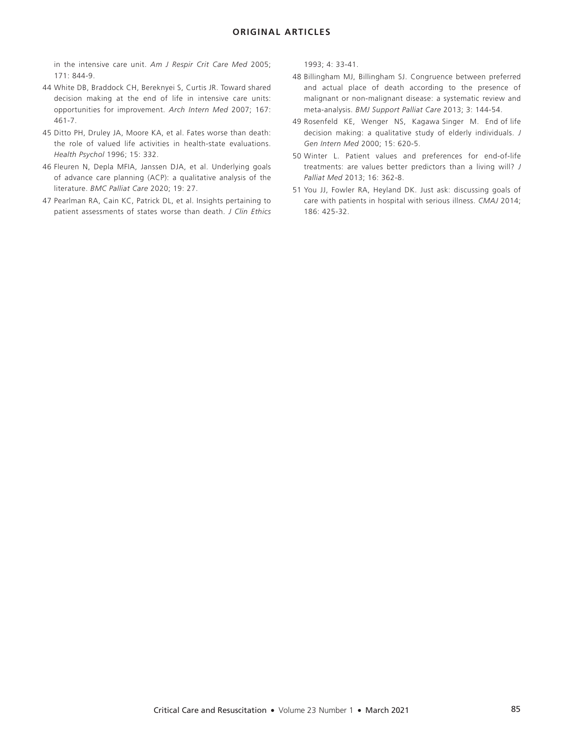in the intensive care unit. *Am J Respir Crit Care Med* 2005; 171: 844-9.

44 White DB, Braddock CH, Bereknyei S, Curtis JR. Toward shared decision making at the end of life in intensive care units: opportunities for improvement. *Arch Intern Med* 2007; 167: 461-7.

45 Ditto PH, Druley JA, Moore KA, et al. Fates worse than death: the role of valued life activities in health-state evaluations. *Health Psychol* 1996; 15: 332.

46 Fleuren N, Depla MFIA, Janssen DJA, et al. Underlying goals of advance care planning (ACP): a qualitative analysis of the literature. *BMC Palliat Care* 2020; 19: 27.

47 Pearlman RA, Cain KC, Patrick DL, et al. Insights pertaining to patient assessments of states worse than death. *J Clin Ethics* 1993; 4: 33-41.

48 Billingham MJ, Billingham SJ. Congruence between preferred and actual place of death according to the presence of malignant or non-malignant disease: a systematic review and meta-analysis. *BMJ Support Palliat Care* 2013; 3: 144-54.

49 Rosenfeld KE, Wenger NS, Kagawa Singer M. End of life decision making: a qualitative study of elderly individuals. *J Gen Intern Med* 2000; 15: 620-5.

50 Winter L. Patient values and preferences for end-of-life treatments: are values better predictors than a living will? *J Palliat Med* 2013; 16: 362-8.

51 You JJ, Fowler RA, Heyland DK. Just ask: discussing goals of care with patients in hospital with serious illness. *CMAJ* 2014; 186: 425-32.